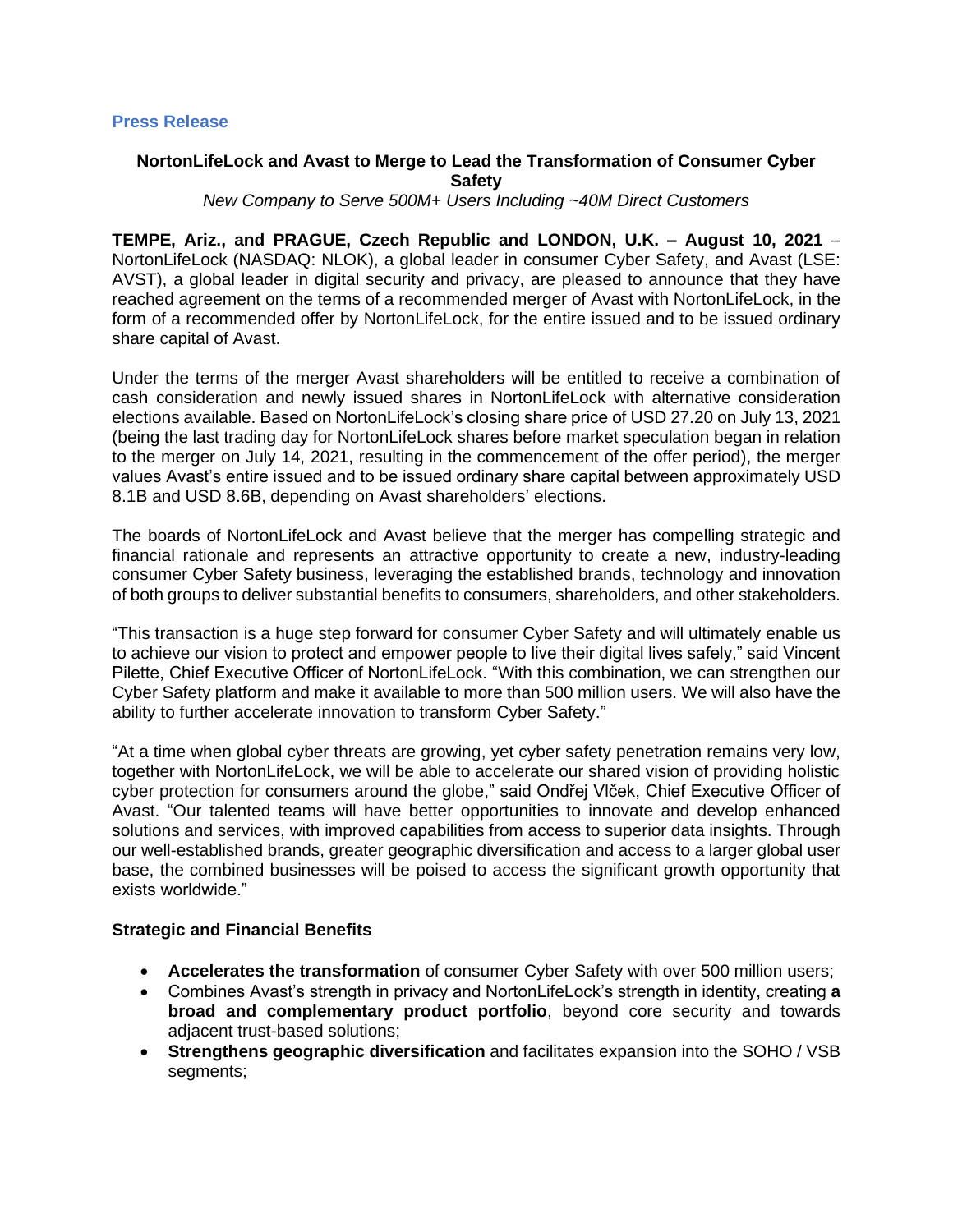**Press Release**

## NortonLifeLock and Avast to Merge to Lead the Transformation of Consumer Cyber Safety

*New Company to Serve 500M+ Users Including ~40M Direct Customers*

**TEMPE, Ariz., and PRAGUE, Czech Republic and LONDON, U.K. – August 10, 2021** – NortonLifeLock (NASDAQ: NLOK), a global leader in consumer Cyber Safety, and Avast (LSE: AVST), a global leader in digital security and privacy, are pleased to announce that they have reached agreement on the terms of a recommended merger of Avast with NortonLifeLock, in the form of a recommended offer by NortonLifeLock, for the entire issued and to be issued ordinary share capital of Avast.

Under the terms of the merger Avast shareholders will be entitled to receive a combination of cash consideration and newly issued shares in NortonLifeLock with alternative consideration elections available. Based on NortonLifeLock's closing share price of USD 27.20 on July 13, 2021 (being the last trading day for NortonLifeLock shares before market speculation began in relation to the merger on July 14, 2021, resulting in the commencement of the offer period), the merger values Avast's entire issued and to be issued ordinary share capital between approximately USD 8.1B and USD 8.6B, depending on Avast shareholders' elections.

The boards of NortonLifeLock and Avast believe that the merger has compelling strategic and financial rationale and represents an attractive opportunity to create a new, industry-leading consumer Cyber Safety business, leveraging the established brands, technology and innovation of both groups to deliver substantial benefits to consumers, shareholders, and other stakeholders.

"This transaction is a huge step forward for consumer Cyber Safety and will ultimately enable us to achieve our vision to protect and empower people to live their digital lives safely," said Vincent Pilette, Chief Executive Officer of NortonLifeLock. "With this combination, we can strengthen our Cyber Safety platform and make it available to more than 500 million users. We will also have the ability to further accelerate innovation to transform Cyber Safety."

"At a time when global cyber threats are growing, yet cyber safety penetration remains very low, together with NortonLifeLock, we will be able to accelerate our shared vision of providing holistic cyber protection for consumers around the globe," said Ondřej Vlček, Chief Executive Officer of Avast. "Our talented teams will have better opportunities to innovate and develop enhanced solutions and services, with improved capabilities from access to superior data insights. Through our well-established brands, greater geographic diversification and access to a larger global user base, the combined businesses will be poised to access the significant growth opportunity that exists worldwide."

### Strategic and Financial Benefits

- **Accelerates the transformation** of consumer Cyber Safety with over 500 million users;
- Combines Avast's strength in privacy and NortonLifeLock's strength in identity, creating **a broad and complementary product portfolio**, beyond core security and towards adjacent trust-based solutions;
- **Strengthens geographic diversification** and facilitates expansion into the SOHO / VSB segments;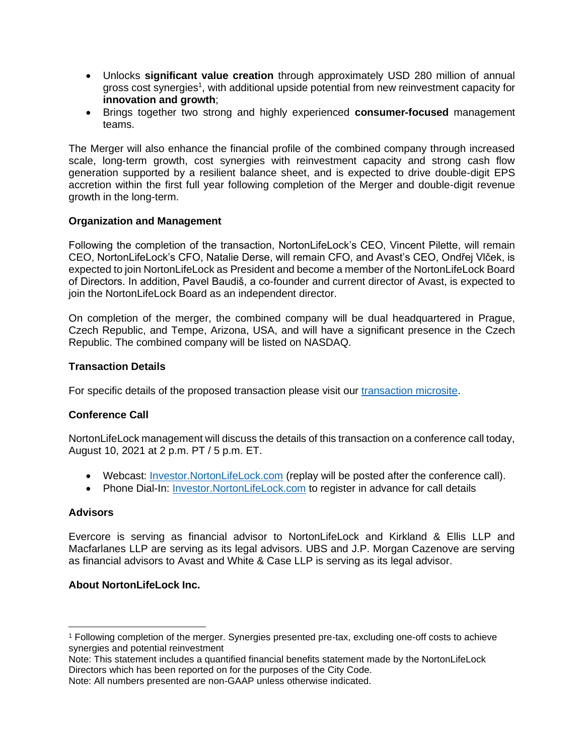- Unlocks **significant value creation** through approximately USD 280 million of annual gross cost synergies[1], with additional upside potential from new reinvestment capacity for **innovation and growth**;
- Brings together two strong and highly experienced **consumer-focused** management teams.

The Merger will also enhance the financial profile of the combined company through increased scale, long-term growth, cost synergies with reinvestment capacity and strong cash flow generation supported by a resilient balance sheet, and is expected to drive double-digit EPS accretion within the first full year following completion of the Merger and double-digit revenue growth in the long-term.

**Organization and Management**

Following the completion of the transaction, NortonLifeLock's CEO, Vincent Pilette, will remain CEO, NortonLifeLock's CFO, Natalie Derse, will remain CFO, and Avast's CEO, Ondřej Vlček, is expected to join NortonLifeLock as President and become a member of the NortonLifeLock Board of Directors. In addition, Pavel Baudiš, a co-founder and current director of Avast, is expected to join the NortonLifeLock Board as an independent director.

On completion of the merger, the combined company will be dual headquartered in Prague, Czech Republic, and Tempe, Arizona, USA, and will have a significant presence in the Czech Republic. The combined company will be listed on NASDAQ.

**Transaction Details**

For specific details of the proposed transaction please visit our transaction microsite.

**Conference Call**

NortonLifeLock management will discuss the details of this transaction on a conference call today, August 10, 2021 at 2 p.m. PT / 5 p.m. ET.

- Webcast: Investor.NortonLifeLock.com (replay will be posted after the conference call).
- Phone Dial-In: Investor.NortonLifeLock.com to register in advance for call details

**Advisors**

Evercore is serving as financial advisor to NortonLifeLock and Kirkland & Ellis LLP and Macfarlanes LLP are serving as its legal advisors. UBS and J.P. Morgan Cazenove are serving as financial advisors to Avast and White & Case LLP is serving as its legal advisor.

**About NortonLifeLock Inc.**

---

[1] Following completion of the merger. Synergies presented pre-tax, excluding one-off costs to achieve synergies and potential reinvestment

Note: This statement includes a quantified financial benefits statement made by the NortonLifeLock Directors which has been reported on for the purposes of the City Code.

Note: All numbers presented are non-GAAP unless otherwise indicated.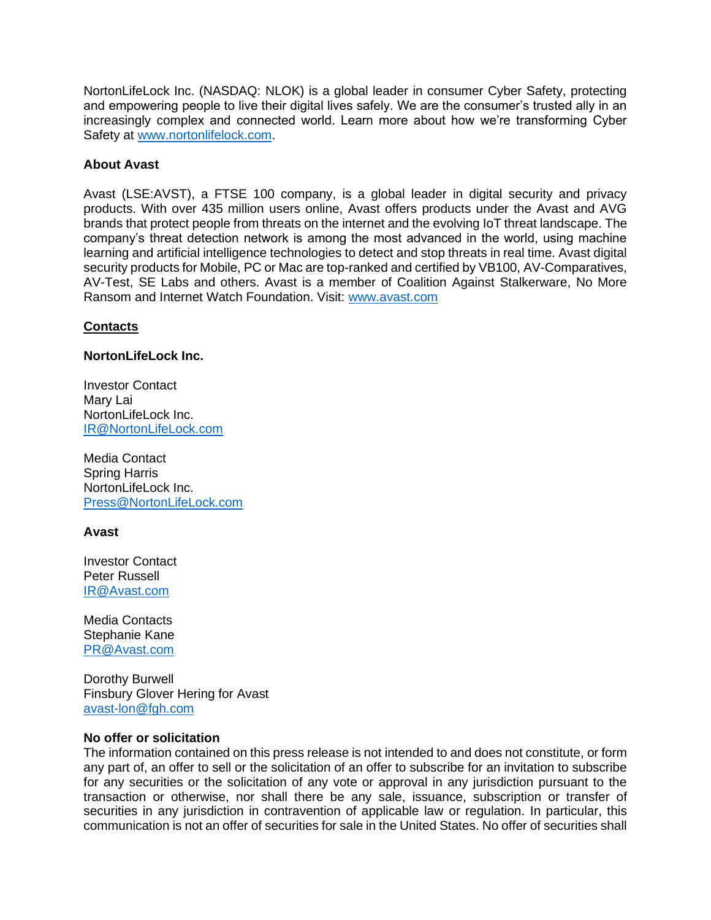NortonLifeLock Inc. (NASDAQ: NLOK) is a global leader in consumer Cyber Safety, protecting and empowering people to live their digital lives safely. We are the consumer's trusted ally in an increasingly complex and connected world. Learn more about how we're transforming Cyber Safety at [www.nortonlifelock.com](http://www.nortonlifelock.com).

**About Avast**

Avast (LSE:AVST), a FTSE 100 company, is a global leader in digital security and privacy products. With over 435 million users online, Avast offers products under the Avast and AVG brands that protect people from threats on the internet and the evolving IoT threat landscape. The company's threat detection network is among the most advanced in the world, using machine learning and artificial intelligence technologies to detect and stop threats in real time. Avast digital security products for Mobile, PC or Mac are top-ranked and certified by VB100, AV-Comparatives, AV-Test, SE Labs and others. Avast is a member of Coalition Against Stalkerware, No More Ransom and Internet Watch Foundation. Visit: [www.avast.com](http://www.avast.com)

**Contacts**

**NortonLifeLock Inc.**

Investor Contact
Mary Lai
NortonLifeLock Inc.
[IR@NortonLifeLock.com](mailto:IR@NortonLifeLock.com)

Media Contact
Spring Harris
NortonLifeLock Inc.
[Press@NortonLifeLock.com](mailto:Press@NortonLifeLock.com)

**Avast**

Investor Contact
Peter Russell
[IR@Avast.com](mailto:IR@Avast.com)

Media Contacts
Stephanie Kane
[PR@Avast.com](mailto:PR@Avast.com)

Dorothy Burwell
Finsbury Glover Hering for Avast
[avast-lon@fgh.com](mailto:avast-lon@fgh.com)

**No offer or solicitation**

The information contained on this press release is not intended to and does not constitute, or form any part of, an offer to sell or the solicitation of an offer to subscribe for an invitation to subscribe for any securities or the solicitation of any vote or approval in any jurisdiction pursuant to the transaction or otherwise, nor shall there be any sale, issuance, subscription or transfer of securities in any jurisdiction in contravention of applicable law or regulation. In particular, this communication is not an offer of securities for sale in the United States. No offer of securities shall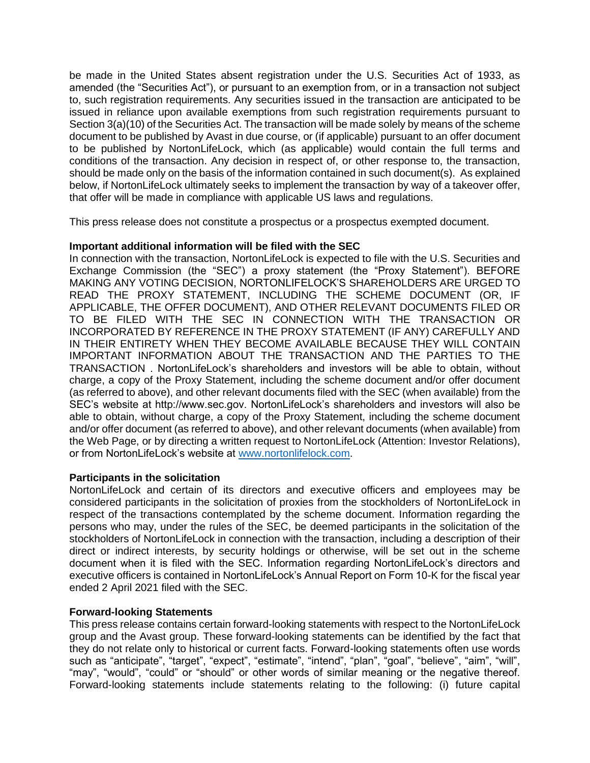be made in the United States absent registration under the U.S. Securities Act of 1933, as amended (the "Securities Act"), or pursuant to an exemption from, or in a transaction not subject to, such registration requirements. Any securities issued in the transaction are anticipated to be issued in reliance upon available exemptions from such registration requirements pursuant to Section 3(a)(10) of the Securities Act. The transaction will be made solely by means of the scheme document to be published by Avast in due course, or (if applicable) pursuant to an offer document to be published by NortonLifeLock, which (as applicable) would contain the full terms and conditions of the transaction. Any decision in respect of, or other response to, the transaction, should be made only on the basis of the information contained in such document(s). As explained below, if NortonLifeLock ultimately seeks to implement the transaction by way of a takeover offer, that offer will be made in compliance with applicable US laws and regulations.

This press release does not constitute a prospectus or a prospectus exempted document.

**Important additional information will be filed with the SEC**

In connection with the transaction, NortonLifeLock is expected to file with the U.S. Securities and Exchange Commission (the "SEC") a proxy statement (the "Proxy Statement"). BEFORE MAKING ANY VOTING DECISION, NORTONLIFELOCK'S SHAREHOLDERS ARE URGED TO READ THE PROXY STATEMENT, INCLUDING THE SCHEME DOCUMENT (OR, IF APPLICABLE, THE OFFER DOCUMENT), AND OTHER RELEVANT DOCUMENTS FILED OR TO BE FILED WITH THE SEC IN CONNECTION WITH THE TRANSACTION OR INCORPORATED BY REFERENCE IN THE PROXY STATEMENT (IF ANY) CAREFULLY AND IN THEIR ENTIRETY WHEN THEY BECOME AVAILABLE BECAUSE THEY WILL CONTAIN IMPORTANT INFORMATION ABOUT THE TRANSACTION AND THE PARTIES TO THE TRANSACTION . NortonLifeLock's shareholders and investors will be able to obtain, without charge, a copy of the Proxy Statement, including the scheme document and/or offer document (as referred to above), and other relevant documents filed with the SEC (when available) from the SEC's website at http://www.sec.gov. NortonLifeLock's shareholders and investors will also be able to obtain, without charge, a copy of the Proxy Statement, including the scheme document and/or offer document (as referred to above), and other relevant documents (when available) from the Web Page, or by directing a written request to NortonLifeLock (Attention: Investor Relations), or from NortonLifeLock's website at [www.nortonlifelock.com](www.nortonlifelock.com).

**Participants in the solicitation**

NortonLifeLock and certain of its directors and executive officers and employees may be considered participants in the solicitation of proxies from the stockholders of NortonLifeLock in respect of the transactions contemplated by the scheme document. Information regarding the persons who may, under the rules of the SEC, be deemed participants in the solicitation of the stockholders of NortonLifeLock in connection with the transaction, including a description of their direct or indirect interests, by security holdings or otherwise, will be set out in the scheme document when it is filed with the SEC. Information regarding NortonLifeLock's directors and executive officers is contained in NortonLifeLock's Annual Report on Form 10-K for the fiscal year ended 2 April 2021 filed with the SEC.

**Forward-looking Statements**

This press release contains certain forward-looking statements with respect to the NortonLifeLock group and the Avast group. These forward-looking statements can be identified by the fact that they do not relate only to historical or current facts. Forward-looking statements often use words such as "anticipate", "target", "expect", "estimate", "intend", "plan", "goal", "believe", "aim", "will", "may", "would", "could" or "should" or other words of similar meaning or the negative thereof. Forward-looking statements include statements relating to the following: (i) future capital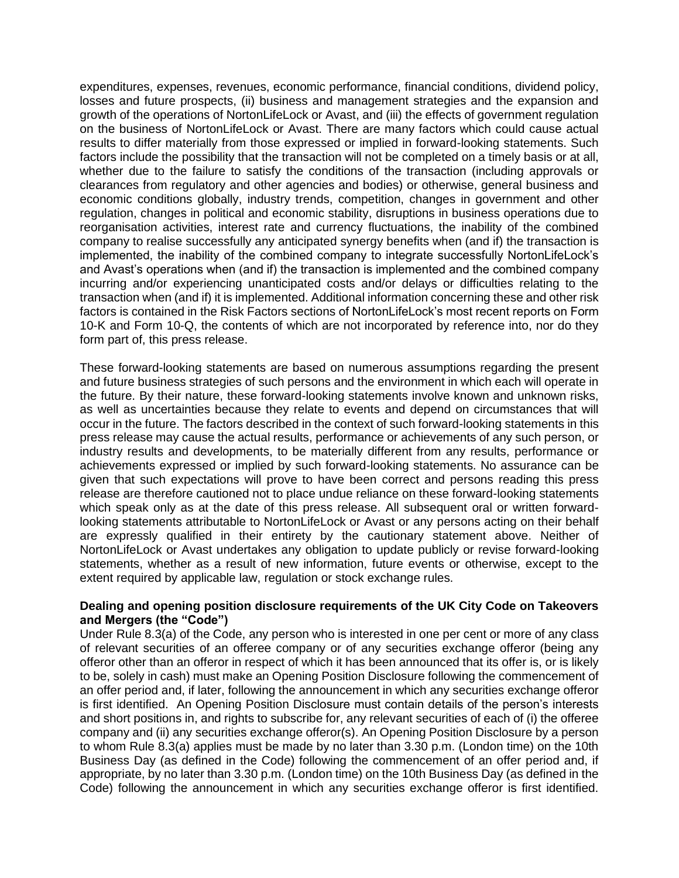expenditures, expenses, revenues, economic performance, financial conditions, dividend policy, losses and future prospects, (ii) business and management strategies and the expansion and growth of the operations of NortonLifeLock or Avast, and (iii) the effects of government regulation on the business of NortonLifeLock or Avast. There are many factors which could cause actual results to differ materially from those expressed or implied in forward-looking statements. Such factors include the possibility that the transaction will not be completed on a timely basis or at all, whether due to the failure to satisfy the conditions of the transaction (including approvals or clearances from regulatory and other agencies and bodies) or otherwise, general business and economic conditions globally, industry trends, competition, changes in government and other regulation, changes in political and economic stability, disruptions in business operations due to reorganisation activities, interest rate and currency fluctuations, the inability of the combined company to realise successfully any anticipated synergy benefits when (and if) the transaction is implemented, the inability of the combined company to integrate successfully NortonLifeLock's and Avast's operations when (and if) the transaction is implemented and the combined company incurring and/or experiencing unanticipated costs and/or delays or difficulties relating to the transaction when (and if) it is implemented. Additional information concerning these and other risk factors is contained in the Risk Factors sections of NortonLifeLock's most recent reports on Form 10-K and Form 10-Q, the contents of which are not incorporated by reference into, nor do they form part of, this press release.

These forward-looking statements are based on numerous assumptions regarding the present and future business strategies of such persons and the environment in which each will operate in the future. By their nature, these forward-looking statements involve known and unknown risks, as well as uncertainties because they relate to events and depend on circumstances that will occur in the future. The factors described in the context of such forward-looking statements in this press release may cause the actual results, performance or achievements of any such person, or industry results and developments, to be materially different from any results, performance or achievements expressed or implied by such forward-looking statements. No assurance can be given that such expectations will prove to have been correct and persons reading this press release are therefore cautioned not to place undue reliance on these forward-looking statements which speak only as at the date of this press release. All subsequent oral or written forward-looking statements attributable to NortonLifeLock or Avast or any persons acting on their behalf are expressly qualified in their entirety by the cautionary statement above. Neither of NortonLifeLock or Avast undertakes any obligation to update publicly or revise forward-looking statements, whether as a result of new information, future events or otherwise, except to the extent required by applicable law, regulation or stock exchange rules.

**Dealing and opening position disclosure requirements of the UK City Code on Takeovers and Mergers (the "Code")**

Under Rule 8.3(a) of the Code, any person who is interested in one per cent or more of any class of relevant securities of an offeree company or of any securities exchange offeror (being any offeror other than an offeror in respect of which it has been announced that its offer is, or is likely to be, solely in cash) must make an Opening Position Disclosure following the commencement of an offer period and, if later, following the announcement in which any securities exchange offeror is first identified. An Opening Position Disclosure must contain details of the person's interests and short positions in, and rights to subscribe for, any relevant securities of each of (i) the offeree company and (ii) any securities exchange offeror(s). An Opening Position Disclosure by a person to whom Rule 8.3(a) applies must be made by no later than 3.30 p.m. (London time) on the 10th Business Day (as defined in the Code) following the commencement of an offer period and, if appropriate, by no later than 3.30 p.m. (London time) on the 10th Business Day (as defined in the Code) following the announcement in which any securities exchange offeror is first identified.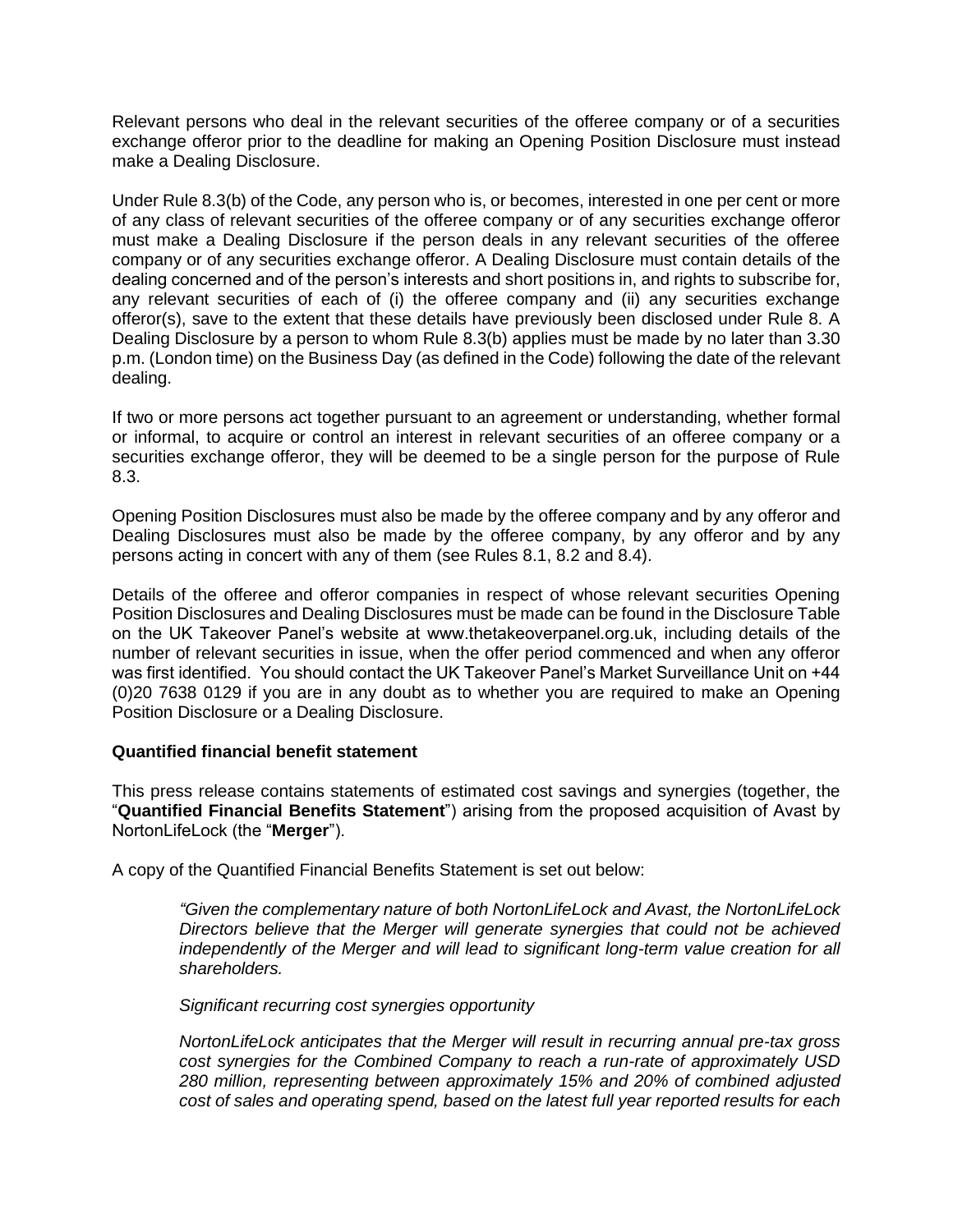Relevant persons who deal in the relevant securities of the offeree company or of a securities exchange offeror prior to the deadline for making an Opening Position Disclosure must instead make a Dealing Disclosure.

Under Rule 8.3(b) of the Code, any person who is, or becomes, interested in one per cent or more of any class of relevant securities of the offeree company or of any securities exchange offeror must make a Dealing Disclosure if the person deals in any relevant securities of the offeree company or of any securities exchange offeror. A Dealing Disclosure must contain details of the dealing concerned and of the person's interests and short positions in, and rights to subscribe for, any relevant securities of each of (i) the offeree company and (ii) any securities exchange offeror(s), save to the extent that these details have previously been disclosed under Rule 8. A Dealing Disclosure by a person to whom Rule 8.3(b) applies must be made by no later than 3.30 p.m. (London time) on the Business Day (as defined in the Code) following the date of the relevant dealing.

If two or more persons act together pursuant to an agreement or understanding, whether formal or informal, to acquire or control an interest in relevant securities of an offeree company or a securities exchange offeror, they will be deemed to be a single person for the purpose of Rule 8.3.

Opening Position Disclosures must also be made by the offeree company and by any offeror and Dealing Disclosures must also be made by the offeree company, by any offeror and by any persons acting in concert with any of them (see Rules 8.1, 8.2 and 8.4).

Details of the offeree and offeror companies in respect of whose relevant securities Opening Position Disclosures and Dealing Disclosures must be made can be found in the Disclosure Table on the UK Takeover Panel's website at www.thetakeoverpanel.org.uk, including details of the number of relevant securities in issue, when the offer period commenced and when any offeror was first identified. You should contact the UK Takeover Panel's Market Surveillance Unit on +44 (0)20 7638 0129 if you are in any doubt as to whether you are required to make an Opening Position Disclosure or a Dealing Disclosure.

**Quantified financial benefit statement**

This press release contains statements of estimated cost savings and synergies (together, the "**Quantified Financial Benefits Statement**") arising from the proposed acquisition of Avast by NortonLifeLock (the "**Merger**").

A copy of the Quantified Financial Benefits Statement is set out below:

> *"Given the complementary nature of both NortonLifeLock and Avast, the NortonLifeLock Directors believe that the Merger will generate synergies that could not be achieved independently of the Merger and will lead to significant long-term value creation for all shareholders.*
>
> *Significant recurring cost synergies opportunity*
>
> *NortonLifeLock anticipates that the Merger will result in recurring annual pre-tax gross cost synergies for the Combined Company to reach a run-rate of approximately USD 280 million, representing between approximately 15% and 20% of combined adjusted cost of sales and operating spend, based on the latest full year reported results for each*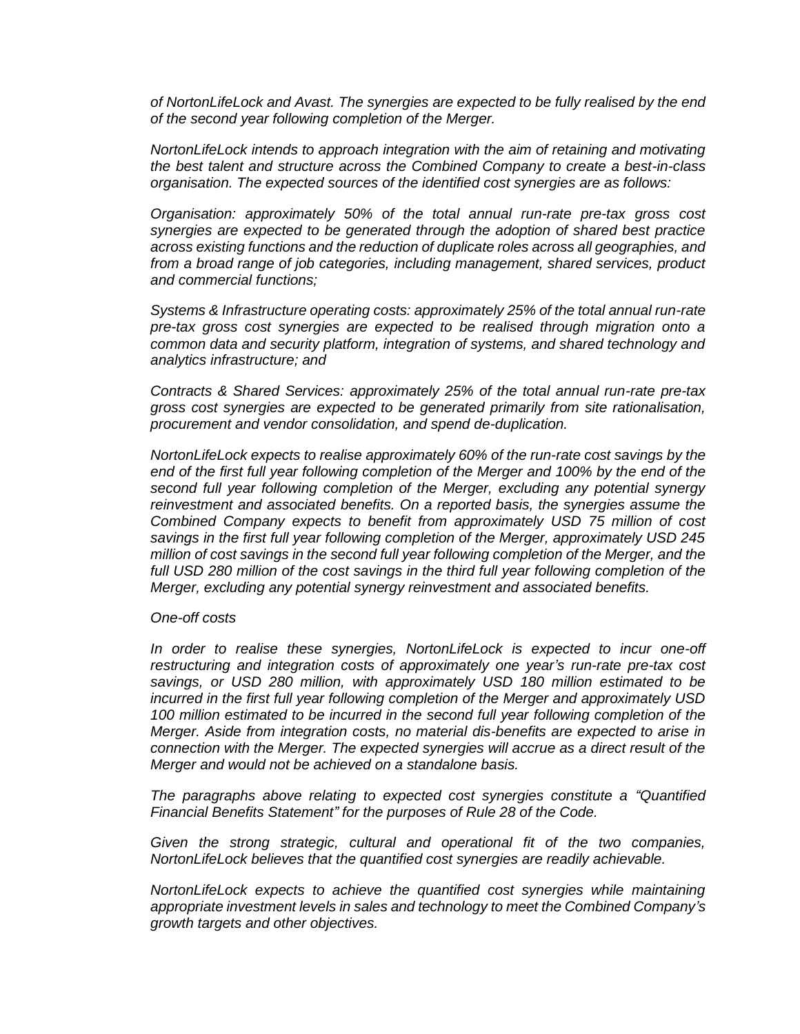*of NortonLifeLock and Avast. The synergies are expected to be fully realised by the end of the second year following completion of the Merger.*

*NortonLifeLock intends to approach integration with the aim of retaining and motivating the best talent and structure across the Combined Company to create a best-in-class organisation. The expected sources of the identified cost synergies are as follows:*

*Organisation: approximately 50% of the total annual run-rate pre-tax gross cost synergies are expected to be generated through the adoption of shared best practice across existing functions and the reduction of duplicate roles across all geographies, and from a broad range of job categories, including management, shared services, product and commercial functions;*

*Systems & Infrastructure operating costs: approximately 25% of the total annual run-rate pre-tax gross cost synergies are expected to be realised through migration onto a common data and security platform, integration of systems, and shared technology and analytics infrastructure; and*

*Contracts & Shared Services: approximately 25% of the total annual run-rate pre-tax gross cost synergies are expected to be generated primarily from site rationalisation, procurement and vendor consolidation, and spend de-duplication.*

*NortonLifeLock expects to realise approximately 60% of the run-rate cost savings by the end of the first full year following completion of the Merger and 100% by the end of the second full year following completion of the Merger, excluding any potential synergy reinvestment and associated benefits. On a reported basis, the synergies assume the Combined Company expects to benefit from approximately USD 75 million of cost savings in the first full year following completion of the Merger, approximately USD 245 million of cost savings in the second full year following completion of the Merger, and the full USD 280 million of the cost savings in the third full year following completion of the Merger, excluding any potential synergy reinvestment and associated benefits.*

*One-off costs*

*In order to realise these synergies, NortonLifeLock is expected to incur one-off restructuring and integration costs of approximately one year's run-rate pre-tax cost savings, or USD 280 million, with approximately USD 180 million estimated to be incurred in the first full year following completion of the Merger and approximately USD 100 million estimated to be incurred in the second full year following completion of the Merger. Aside from integration costs, no material dis-benefits are expected to arise in connection with the Merger. The expected synergies will accrue as a direct result of the Merger and would not be achieved on a standalone basis.*

*The paragraphs above relating to expected cost synergies constitute a "Quantified Financial Benefits Statement" for the purposes of Rule 28 of the Code.*

*Given the strong strategic, cultural and operational fit of the two companies, NortonLifeLock believes that the quantified cost synergies are readily achievable.*

*NortonLifeLock expects to achieve the quantified cost synergies while maintaining appropriate investment levels in sales and technology to meet the Combined Company's growth targets and other objectives.*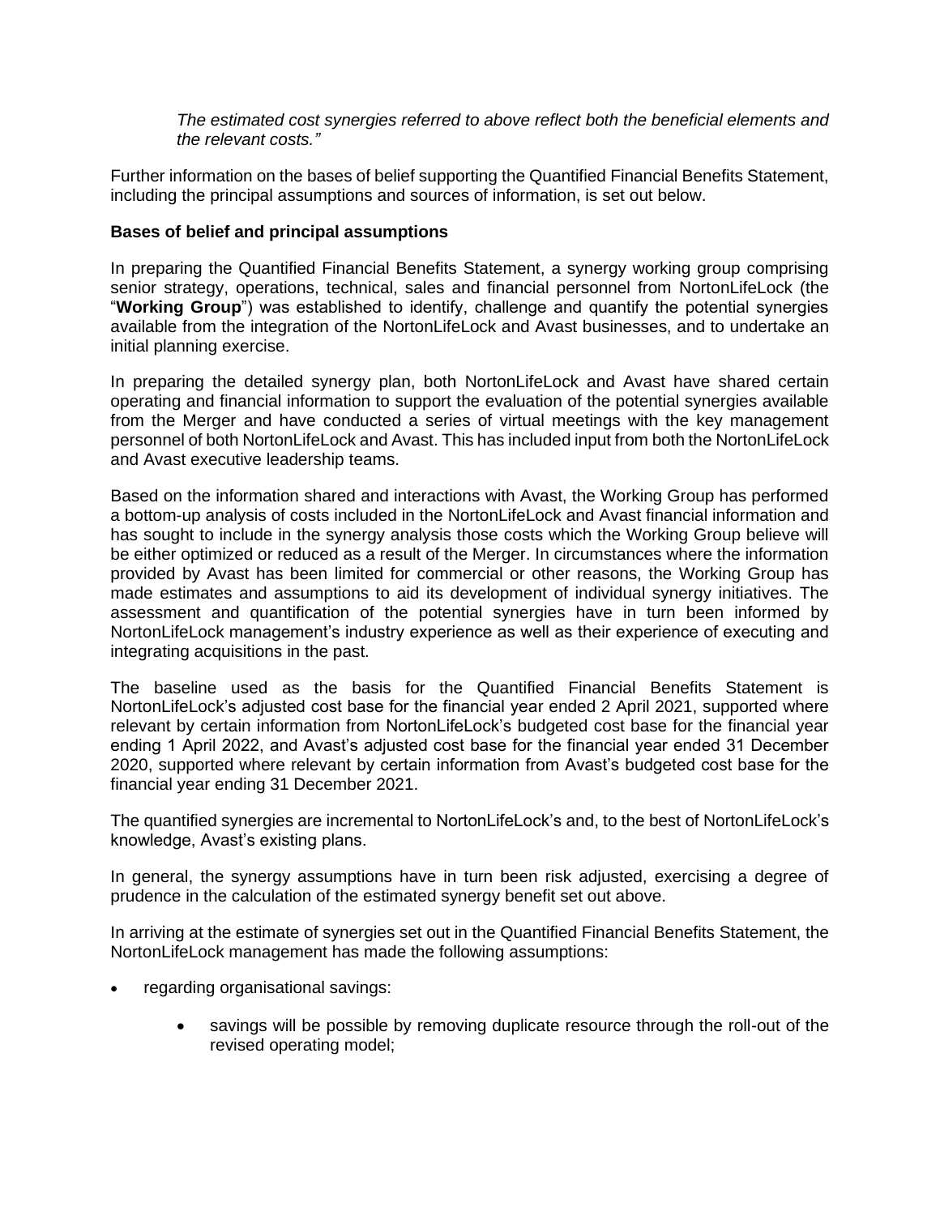*The estimated cost synergies referred to above reflect both the beneficial elements and the relevant costs."*

Further information on the bases of belief supporting the Quantified Financial Benefits Statement, including the principal assumptions and sources of information, is set out below.

**Bases of belief and principal assumptions**

In preparing the Quantified Financial Benefits Statement, a synergy working group comprising senior strategy, operations, technical, sales and financial personnel from NortonLifeLock (the "**Working Group**") was established to identify, challenge and quantify the potential synergies available from the integration of the NortonLifeLock and Avast businesses, and to undertake an initial planning exercise.

In preparing the detailed synergy plan, both NortonLifeLock and Avast have shared certain operating and financial information to support the evaluation of the potential synergies available from the Merger and have conducted a series of virtual meetings with the key management personnel of both NortonLifeLock and Avast. This has included input from both the NortonLifeLock and Avast executive leadership teams.

Based on the information shared and interactions with Avast, the Working Group has performed a bottom-up analysis of costs included in the NortonLifeLock and Avast financial information and has sought to include in the synergy analysis those costs which the Working Group believe will be either optimized or reduced as a result of the Merger. In circumstances where the information provided by Avast has been limited for commercial or other reasons, the Working Group has made estimates and assumptions to aid its development of individual synergy initiatives. The assessment and quantification of the potential synergies have in turn been informed by NortonLifeLock management's industry experience as well as their experience of executing and integrating acquisitions in the past.

The baseline used as the basis for the Quantified Financial Benefits Statement is NortonLifeLock's adjusted cost base for the financial year ended 2 April 2021, supported where relevant by certain information from NortonLifeLock's budgeted cost base for the financial year ending 1 April 2022, and Avast's adjusted cost base for the financial year ended 31 December 2020, supported where relevant by certain information from Avast's budgeted cost base for the financial year ending 31 December 2021.

The quantified synergies are incremental to NortonLifeLock's and, to the best of NortonLifeLock's knowledge, Avast's existing plans.

In general, the synergy assumptions have in turn been risk adjusted, exercising a degree of prudence in the calculation of the estimated synergy benefit set out above.

In arriving at the estimate of synergies set out in the Quantified Financial Benefits Statement, the NortonLifeLock management has made the following assumptions:

- regarding organisational savings:
  - savings will be possible by removing duplicate resource through the roll-out of the revised operating model;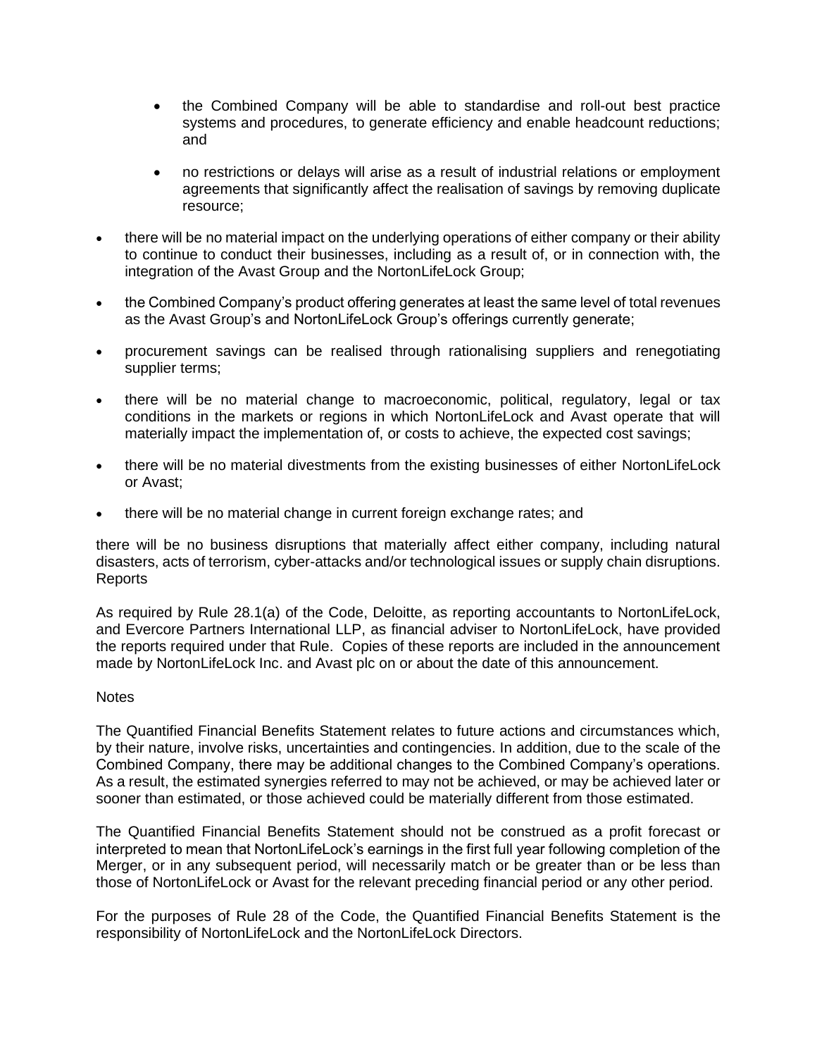- the Combined Company will be able to standardise and roll-out best practice systems and procedures, to generate efficiency and enable headcount reductions; and
  - no restrictions or delays will arise as a result of industrial relations or employment agreements that significantly affect the realisation of savings by removing duplicate resource;
- there will be no material impact on the underlying operations of either company or their ability to continue to conduct their businesses, including as a result of, or in connection with, the integration of the Avast Group and the NortonLifeLock Group;
- the Combined Company's product offering generates at least the same level of total revenues as the Avast Group's and NortonLifeLock Group's offerings currently generate;
- procurement savings can be realised through rationalising suppliers and renegotiating supplier terms;
- there will be no material change to macroeconomic, political, regulatory, legal or tax conditions in the markets or regions in which NortonLifeLock and Avast operate that will materially impact the implementation of, or costs to achieve, the expected cost savings;
- there will be no material divestments from the existing businesses of either NortonLifeLock or Avast;
- there will be no material change in current foreign exchange rates; and

there will be no business disruptions that materially affect either company, including natural disasters, acts of terrorism, cyber-attacks and/or technological issues or supply chain disruptions.

Reports

As required by Rule 28.1(a) of the Code, Deloitte, as reporting accountants to NortonLifeLock, and Evercore Partners International LLP, as financial adviser to NortonLifeLock, have provided the reports required under that Rule. Copies of these reports are included in the announcement made by NortonLifeLock Inc. and Avast plc on or about the date of this announcement.

Notes

The Quantified Financial Benefits Statement relates to future actions and circumstances which, by their nature, involve risks, uncertainties and contingencies. In addition, due to the scale of the Combined Company, there may be additional changes to the Combined Company's operations. As a result, the estimated synergies referred to may not be achieved, or may be achieved later or sooner than estimated, or those achieved could be materially different from those estimated.

The Quantified Financial Benefits Statement should not be construed as a profit forecast or interpreted to mean that NortonLifeLock's earnings in the first full year following completion of the Merger, or in any subsequent period, will necessarily match or be greater than or be less than those of NortonLifeLock or Avast for the relevant preceding financial period or any other period.

For the purposes of Rule 28 of the Code, the Quantified Financial Benefits Statement is the responsibility of NortonLifeLock and the NortonLifeLock Directors.